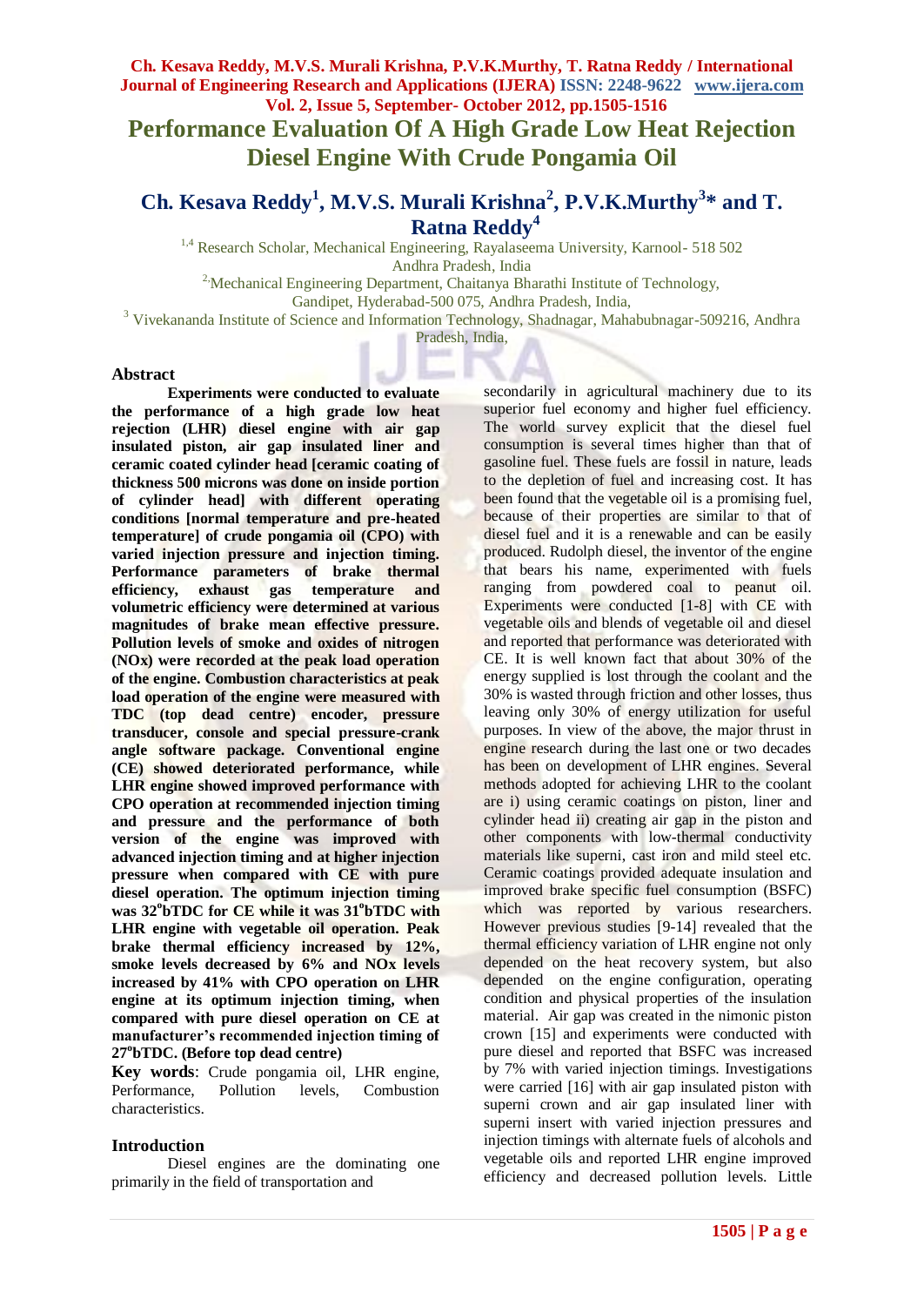# Performance Evaluation Of A High Grade Low Heat Rejection Diesel Engine With Crude Pongamia Oil

## Ch. Kesava Reddy[1], M.V.S. Murali Krishna[2], P.V.K.Murthy[3]* and T. Ratna Reddy[4]

[1,4] Research Scholar, Mechanical Engineering, Rayalaseema University, Karnool- 518 502 Andhra Pradesh, India

[2] Mechanical Engineering Department, Chaitanya Bharathi Institute of Technology, Gandipet, Hyderabad-500 075, Andhra Pradesh, India,

[3] Vivekananda Institute of Science and Information Technology, Shadnagar, Mahabubnagar-509216, Andhra Pradesh, India,

## Abstract

**Experiments were conducted to evaluate the performance of a high grade low heat rejection (LHR) diesel engine with air gap insulated piston, air gap insulated liner and ceramic coated cylinder head [ceramic coating of thickness 500 microns was done on inside portion of cylinder head] with different operating conditions [normal temperature and pre-heated temperature] of crude pongamia oil (CPO) with varied injection pressure and injection timing. Performance parameters of brake thermal efficiency, exhaust gas temperature and volumetric efficiency were determined at various magnitudes of brake mean effective pressure. Pollution levels of smoke and oxides of nitrogen (NOx) were recorded at the peak load operation of the engine. Combustion characteristics at peak load operation of the engine were measured with TDC (top dead centre) encoder, pressure transducer, console and special pressure-crank angle software package. Conventional engine (CE) showed deteriorated performance, while LHR engine showed improved performance with CPO operation at recommended injection timing and pressure and the performance of both version of the engine was improved with advanced injection timing and at higher injection pressure when compared with CE with pure diesel operation. The optimum injection timing was 32°bTDC for CE while it was 31°bTDC with LHR engine with vegetable oil operation. Peak brake thermal efficiency increased by 12%, smoke levels decreased by 6% and NOx levels increased by 41% with CPO operation on LHR engine at its optimum injection timing, when compared with pure diesel operation on CE at manufacturer's recommended injection timing of 27°bTDC. (Before top dead centre)**

**Key words**: Crude pongamia oil, LHR engine, Performance, Pollution levels, Combustion characteristics.

## Introduction

Diesel engines are the dominating one primarily in the field of transportation and secondarily in agricultural machinery due to its superior fuel economy and higher fuel efficiency. The world survey explicit that the diesel fuel consumption is several times higher than that of gasoline fuel. These fuels are fossil in nature, leads to the depletion of fuel and increasing cost. It has been found that the vegetable oil is a promising fuel, because of their properties are similar to that of diesel fuel and it is a renewable and can be easily produced. Rudolph diesel, the inventor of the engine that bears his name, experimented with fuels ranging from powdered coal to peanut oil. Experiments were conducted [1-8] with CE with vegetable oils and blends of vegetable oil and diesel and reported that performance was deteriorated with CE. It is well known fact that about 30% of the energy supplied is lost through the coolant and the 30% is wasted through friction and other losses, thus leaving only 30% of energy utilization for useful purposes. In view of the above, the major thrust in engine research during the last one or two decades has been on development of LHR engines. Several methods adopted for achieving LHR to the coolant are i) using ceramic coatings on piston, liner and cylinder head ii) creating air gap in the piston and other components with low-thermal conductivity materials like superni, cast iron and mild steel etc. Ceramic coatings provided adequate insulation and improved brake specific fuel consumption (BSFC) which was reported by various researchers. However previous studies [9-14] revealed that the thermal efficiency variation of LHR engine not only depended on the heat recovery system, but also depended on the engine configuration, operating condition and physical properties of the insulation material. Air gap was created in the nimonic piston crown [15] and experiments were conducted with pure diesel and reported that BSFC was increased by 7% with varied injection timings. Investigations were carried [16] with air gap insulated piston with superni crown and air gap insulated liner with superni insert with varied injection pressures and injection timings with alternate fuels of alcohols and vegetable oils and reported LHR engine improved efficiency and decreased pollution levels. Little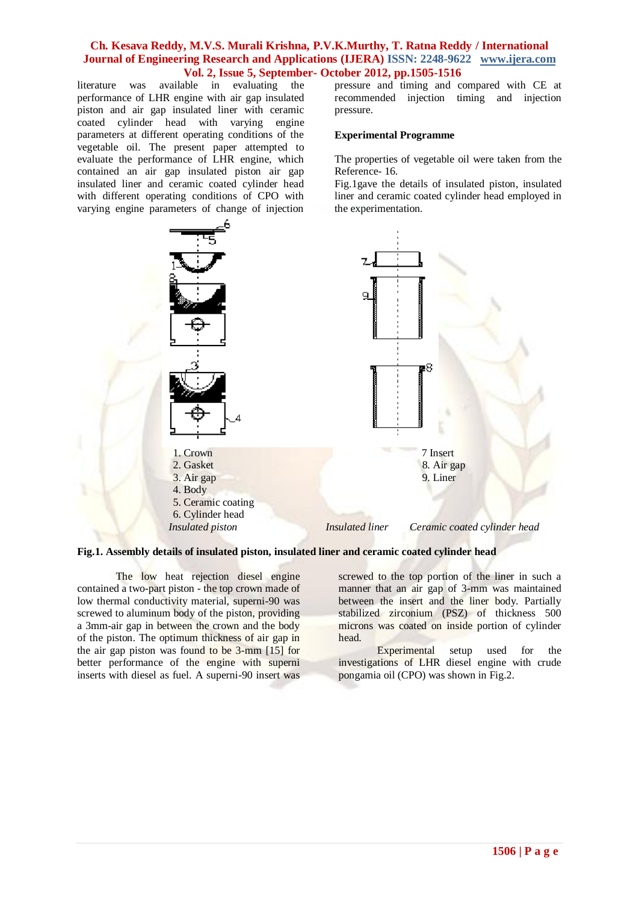literature was available in evaluating the performance of LHR engine with air gap insulated piston and air gap insulated liner with ceramic coated cylinder head with varying engine parameters at different operating conditions of the vegetable oil. The present paper attempted to evaluate the performance of LHR engine, which contained an air gap insulated piston, air gap insulated liner and ceramic coated cylinder head with different operating conditions of CPO with varying engine parameters of change of injection pressure and timing and compared with CE at recommended injection timing and injection pressure.

**Experimental Programme**

The properties of vegetable oil were taken from the Reference- 16.

Fig.1gave the details of insulated piston, insulated liner and ceramic coated cylinder head employed in the experimentation.

1. Crown
2. Gasket
3. Air gap
4. Body
5. Ceramic coating
6. Cylinder head

7 Insert
8. Air gap
9. Liner

*Insulated piston* *Insulated liner* *Ceramic coated cylinder head*

**Fig.1. Assembly details of insulated piston, insulated liner and ceramic coated cylinder head**

The low heat rejection diesel engine contained a two-part piston - the top crown made of low thermal conductivity material, superni-90 was screwed to aluminum body of the piston, providing a 3mm-air gap in between the crown and the body of the piston. The optimum thickness of air gap in the air gap piston was found to be 3-mm [15] for better performance of the engine with superni inserts with diesel as fuel. A superni-90 insert was screwed to the top portion of the liner in such a manner that an air gap of 3-mm was maintained between the insert and the liner body. Partially stabilized zirconium (PSZ) of thickness 500 microns was coated on inside portion of cylinder head.

Experimental setup used for the investigations of LHR diesel engine with crude pongamia oil (CPO) was shown in Fig.2.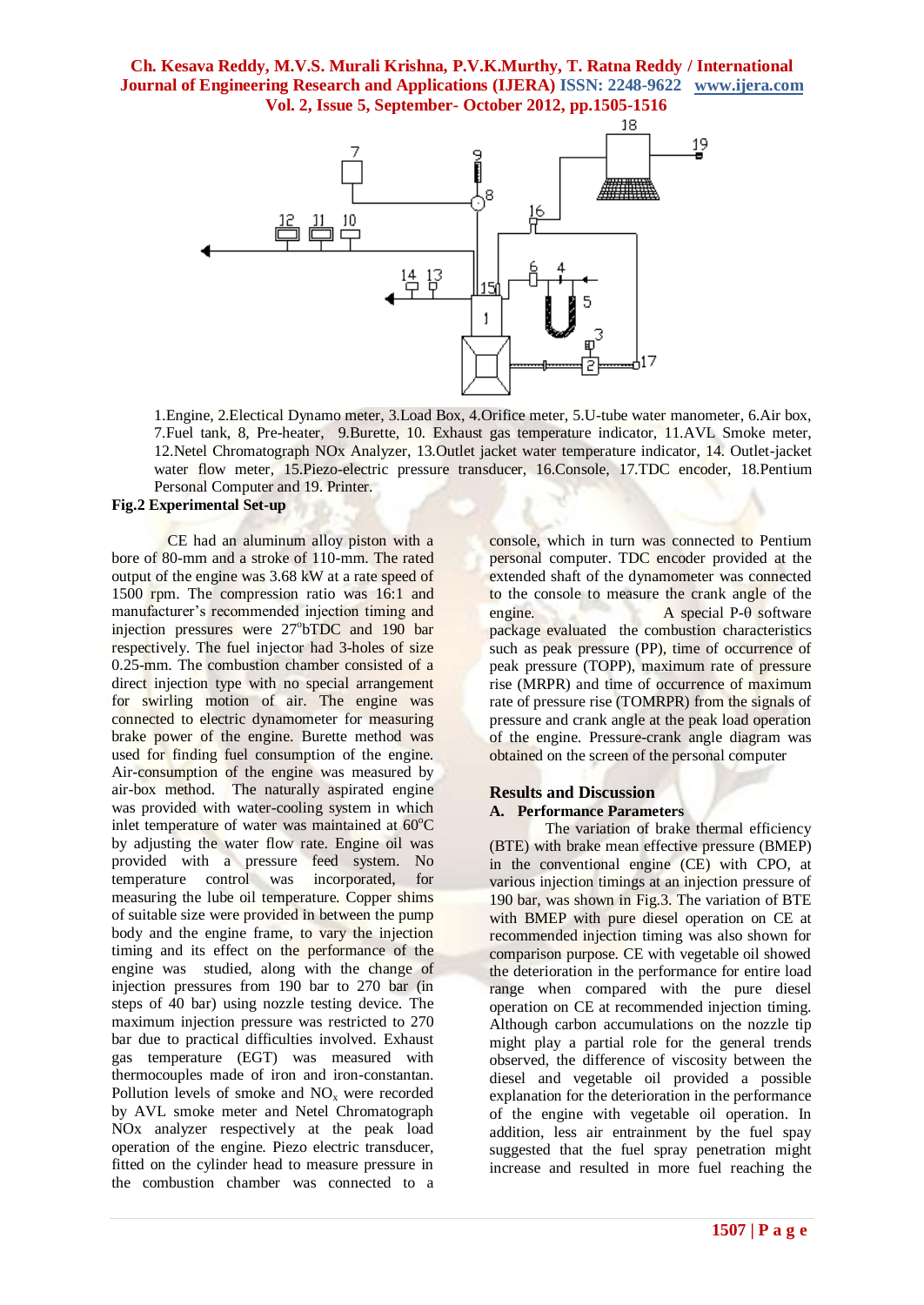1.Engine, 2.Electical Dynamo meter, 3.Load Box, 4.Orifice meter, 5.U-tube water manometer, 6.Air box, 7.Fuel tank, 8, Pre-heater, 9.Burette, 10. Exhaust gas temperature indicator, 11.AVL Smoke meter, 12.Netel Chromatograph NOx Analyzer, 13.Outlet jacket water temperature indicator, 14. Outlet-jacket water flow meter, 15.Piezo-electric pressure transducer, 16.Console, 17.TDC encoder, 18.Pentium Personal Computer and 19. Printer.

**Fig.2 Experimental Set-up**

CE had an aluminum alloy piston with a bore of 80-mm and a stroke of 110-mm. The rated output of the engine was 3.68 kW at a rate speed of 1500 rpm. The compression ratio was 16:1 and manufacturer's recommended injection timing and injection pressures were 27°bTDC and 190 bar respectively. The fuel injector had 3-holes of size 0.25-mm. The combustion chamber consisted of a direct injection type with no special arrangement for swirling motion of air. The engine was connected to electric dynamometer for measuring brake power of the engine. Burette method was used for finding fuel consumption of the engine. Air-consumption of the engine was measured by air-box method. The naturally aspirated engine was provided with water-cooling system in which inlet temperature of water was maintained at 60°C by adjusting the water flow rate. Engine oil was provided with a pressure feed system. No temperature control was incorporated, for measuring the lube oil temperature. Copper shims of suitable size were provided in between the pump body and the engine frame, to vary the injection timing and its effect on the performance of the engine was studied, along with the change of injection pressures from 190 bar to 270 bar (in steps of 40 bar) using nozzle testing device. The maximum injection pressure was restricted to 270 bar due to practical difficulties involved. Exhaust gas temperature (EGT) was measured with thermocouples made of iron and iron-constantan. Pollution levels of smoke and $NO_x$ were recorded by AVL smoke meter and Netel Chromatograph NOx analyzer respectively at the peak load operation of the engine. Piezo electric transducer, fitted on the cylinder head to measure pressure in the combustion chamber was connected to a console, which in turn was connected to Pentium personal computer. TDC encoder provided at the extended shaft of the dynamometer was connected to the console to measure the crank angle of the engine. A special P-θ software package evaluated the combustion characteristics such as peak pressure (PP), time of occurrence of peak pressure (TOPP), maximum rate of pressure rise (MRPR) and time of occurrence of maximum rate of pressure rise (TOMRPR) from the signals of pressure and crank angle at the peak load operation of the engine. Pressure-crank angle diagram was obtained on the screen of the personal computer

## Results and Discussion

### A. Performance Parameters

The variation of brake thermal efficiency (BTE) with brake mean effective pressure (BMEP) in the conventional engine (CE) with CPO, at various injection timings at an injection pressure of 190 bar, was shown in Fig.3. The variation of BTE with BMEP with pure diesel operation on CE at recommended injection timing was also shown for comparison purpose. CE with vegetable oil showed the deterioration in the performance for entire load range when compared with the pure diesel operation on CE at recommended injection timing. Although carbon accumulations on the nozzle tip might play a partial role for the general trends observed, the difference of viscosity between the diesel and vegetable oil provided a possible explanation for the deterioration in the performance of the engine with vegetable oil operation. In addition, less air entrainment by the fuel spay suggested that the fuel spray penetration might increase and resulted in more fuel reaching the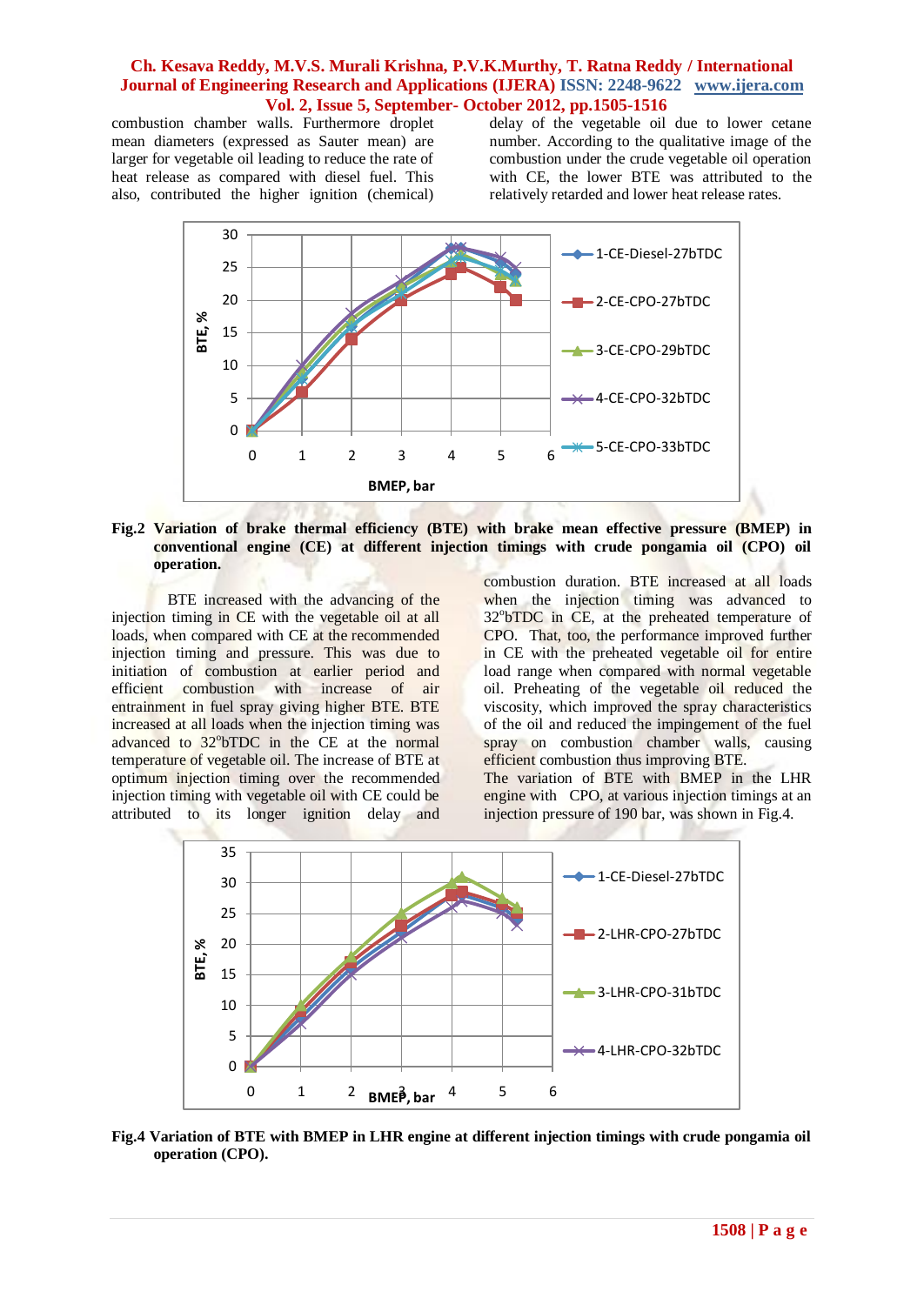combustion chamber walls. Furthermore droplet mean diameters (expressed as Sauter mean) are larger for vegetable oil leading to reduce the rate of heat release as compared with diesel fuel. This also, contributed the higher ignition (chemical) delay of the vegetable oil due to lower cetane number. According to the qualitative image of the combustion under the crude vegetable oil operation with CE, the lower BTE was attributed to the relatively retarded and lower heat release rates.

**Fig.2 Variation of brake thermal efficiency (BTE) with brake mean effective pressure (BMEP) in conventional engine (CE) at different injection timings with crude pongamia oil (CPO) oil operation.**

BTE increased with the advancing of the injection timing in CE with the vegetable oil at all loads, when compared with CE at the recommended injection timing and pressure. This was due to initiation of combustion at earlier period and efficient combustion with increase of air entrainment in fuel spray giving higher BTE. BTE increased at all loads when the injection timing was advanced to 32°bTDC in the CE at the normal temperature of vegetable oil. The increase of BTE at optimum injection timing over the recommended injection timing with vegetable oil with CE could be attributed to its longer ignition delay and combustion duration. BTE increased at all loads when the injection timing was advanced to 32°bTDC in CE, at the preheated temperature of CPO. That, too, the performance improved further in CE with the preheated vegetable oil for entire load range when compared with normal vegetable oil. Preheating of the vegetable oil reduced the viscosity, which improved the spray characteristics of the oil and reduced the impingement of the fuel spray on combustion chamber walls, causing efficient combustion thus improving BTE.

The variation of BTE with BMEP in the LHR engine with CPO, at various injection timings at an injection pressure of 190 bar, was shown in Fig.4.

**Fig.4 Variation of BTE with BMEP in LHR engine at different injection timings with crude pongamia oil operation (CPO).**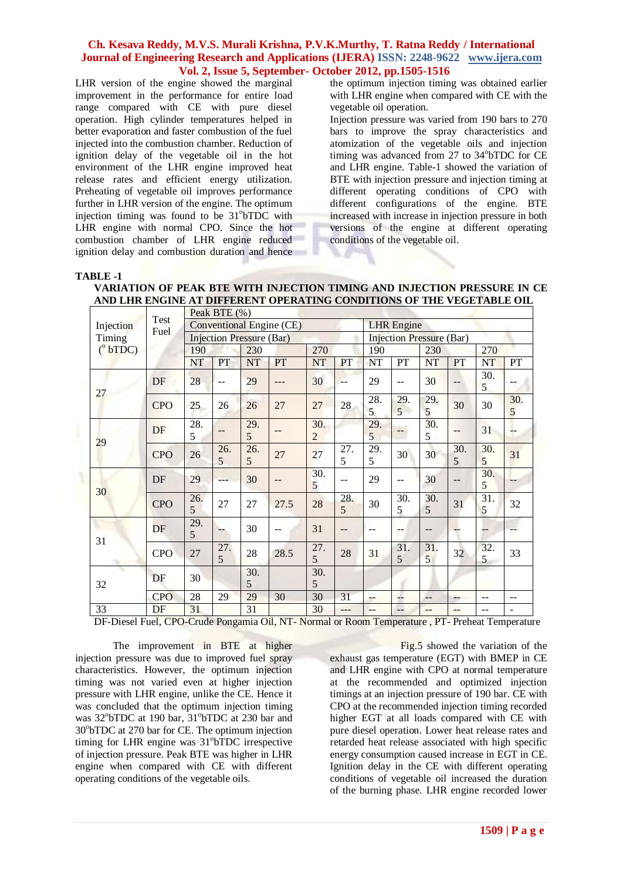LHR version of the engine showed the marginal improvement in the performance for entire load range compared with CE with pure diesel operation. High cylinder temperatures helped in better evaporation and faster combustion of the fuel injected into the combustion chamber. Reduction of ignition delay of the vegetable oil in the hot environment of the LHR engine improved heat release rates and efficient energy utilization. Preheating of vegetable oil improves performance further in LHR version of the engine. The optimum injection timing was found to be 31°bTDC with LHR engine with normal CPO. Since the hot combustion chamber of LHR engine reduced ignition delay and combustion duration and hence the optimum injection timing was obtained earlier with LHR engine when compared with CE with the vegetable oil operation.

Injection pressure was varied from 190 bars to 270 bars to improve the spray characteristics and atomization of the vegetable oils and injection timing was advanced from 27 to 34°bTDC for CE and LHR engine. Table-1 showed the variation of BTE with injection pressure and injection timing at different operating conditions of CPO with different configurations of the engine. BTE increased with increase in injection pressure in both versions of the engine at different operating conditions of the vegetable oil.

**TABLE -1**

**VARIATION OF PEAK BTE WITH INJECTION TIMING AND INJECTION PRESSURE IN CE AND LHR ENGINE AT DIFFERENT OPERATING CONDITIONS OF THE VEGETABLE OIL**

| Injection Timing (° bTDC) | Test Fuel | Peak BTE (%) | | | | | | | | | | | |
|---|---|---|---|---|---|---|---|---|---|---|---|---|---|
| | | Conventional Engine (CE) | | | | | | LHR Engine | | | | | |
| | | Injection Pressure (Bar) | | | | | | Injection Pressure (Bar) | | | | | |
| | | 190 | | 230 | | 270 | | 190 | | 230 | | 270 | |
| | | NT | PT | NT | PT | NT | PT | NT | PT | NT | PT | NT | PT |
| 27 | DF | 28 | -- | 29 | --- | 30 | -- | 29 | -- | 30 | -- | 30.5 | -- |
| | CPO | 25 | 26 | 26 | 27 | 27 | 28 | 28.5 | 29.5 | 29.5 | 30 | 30 | 30.5 |
| 29 | DF | 28.5 | -- | 29.5 | -- | 30.2 | | 29.5 | -- | 30.5 | -- | 31 | -- |
| | CPO | 26 | 26.5 | 26.5 | 27 | 27 | 27.5 | 29.5 | 30 | 30 | 30.5 | 30.5 | 31 |
| 30 | DF | 29 | --- | 30 | -- | 30.5 | -- | 29 | -- | 30 | -- | 30.5 | -- |
| | CPO | 26.5 | 27 | 27 | 27.5 | 28 | 28.5 | 30 | 30.5 | 30.5 | 31 | 31.5 | 32 |
| 31 | DF | 29.5 | -- | 30 | -- | 31 | -- | -- | -- | -- | -- | -- | -- |
| | CPO | 27 | 27.5 | 28 | 28.5 | 27.5 | 28 | 31 | 31.5 | 31.5 | 32 | 32.5 | 33 |
| 32 | DF | 30 | | 30.5 | | 30.5 | | | | | | | |
| | CPO | 28 | 29 | 29 | 30 | 30 | 31 | -- | -- | -- | -- | -- | -- |
| 33 | DF | 31 | | 31 | | 30 | --- | -- | -- | -- | -- | -- | - |

DF-Diesel Fuel, CPO-Crude Pongamia Oil, NT- Normal or Room Temperature , PT- Preheat Temperature

The improvement in BTE at higher injection pressure was due to improved fuel spray characteristics. However, the optimum injection timing was not varied even at higher injection pressure with LHR engine, unlike the CE. Hence it was concluded that the optimum injection timing was 32°bTDC at 190 bar, 31°bTDC at 230 bar and 30°bTDC at 270 bar for CE. The optimum injection timing for LHR engine was 31°bTDC irrespective of injection pressure. Peak BTE was higher in LHR engine when compared with CE with different operating conditions of the vegetable oils.

Fig.5 showed the variation of the exhaust gas temperature (EGT) with BMEP in CE and LHR engine with CPO at normal temperature at the recommended and optimized injection timings at an injection pressure of 190 bar. CE with CPO at the recommended injection timing recorded higher EGT at all loads compared with CE with pure diesel operation. Lower heat release rates and retarded heat release associated with high specific energy consumption caused increase in EGT in CE. Ignition delay in the CE with different operating conditions of vegetable oil increased the duration of the burning phase. LHR engine recorded lower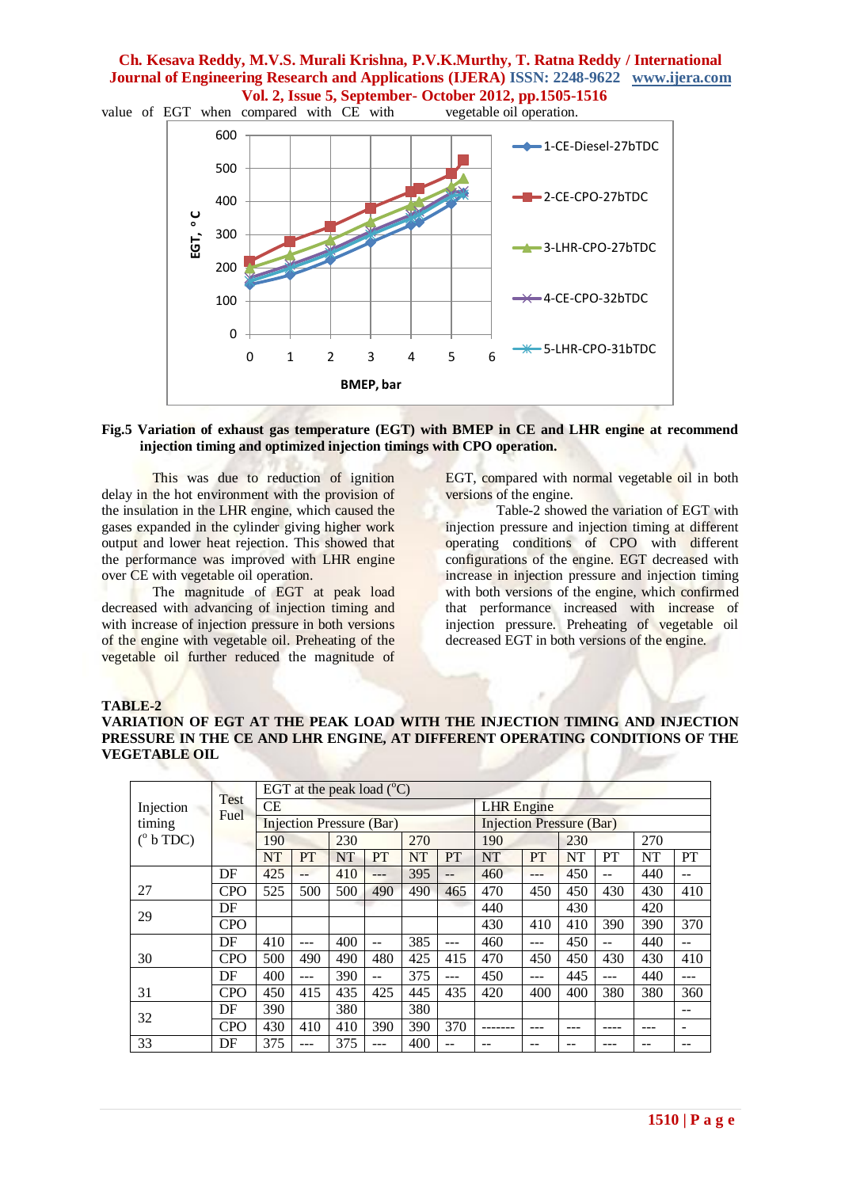value of EGT when compared with CE with vegetable oil operation.

**Fig.5 Variation of exhaust gas temperature (EGT) with BMEP in CE and LHR engine at recommend injection timing and optimized injection timings with CPO operation.**

This was due to reduction of ignition delay in the hot environment with the provision of the insulation in the LHR engine, which caused the gases expanded in the cylinder giving higher work output and lower heat rejection. This showed that the performance was improved with LHR engine over CE with vegetable oil operation.

The magnitude of EGT at peak load decreased with advancing of injection timing and with increase of injection pressure in both versions of the engine with vegetable oil. Preheating of the vegetable oil further reduced the magnitude of EGT, compared with normal vegetable oil in both versions of the engine.

Table-2 showed the variation of EGT with injection pressure and injection timing at different operating conditions of CPO with different configurations of the engine. EGT decreased with increase in injection pressure and injection timing with both versions of the engine, which confirmed that performance increased with increase of injection pressure. Preheating of vegetable oil decreased EGT in both versions of the engine.

**TABLE-2**

**VARIATION OF EGT AT THE PEAK LOAD WITH THE INJECTION TIMING AND INJECTION PRESSURE IN THE CE AND LHR ENGINE, AT DIFFERENT OPERATING CONDITIONS OF THE VEGETABLE OIL**

| Injection timing (° b TDC) | Test Fuel | EGT at the peak load (°C) | | | | | | | | | | | |
|---|---|---|---|---|---|---|---|---|---|---|---|---|---|
| | | CE | | | | | | LHR Engine | | | | | |
| | | Injection Pressure (Bar) | | | | | | Injection Pressure (Bar) | | | | | |
| | | 190 | | 230 | | 270 | | 190 | | 230 | | 270 | |
| | | NT | PT | NT | PT | NT | PT | NT | PT | NT | PT | NT | PT |
| 27 | DF | 425 | -- | 410 | --- | 395 | -- | 460 | --- | 450 | -- | 440 | -- |
| | CPO | 525 | 500 | 500 | 490 | 490 | 465 | 470 | 450 | 450 | 430 | 430 | 410 |
| 29 | DF | | | | | | | 440 | | 430 | | 420 | |
| | CPO | | | | | | | 430 | 410 | 410 | 390 | 390 | 370 |
| 30 | DF | 410 | --- | 400 | -- | 385 | --- | 460 | --- | 450 | -- | 440 | -- |
| | CPO | 500 | 490 | 490 | 480 | 425 | 415 | 470 | 450 | 450 | 430 | 430 | 410 |
| 31 | DF | 400 | --- | 390 | -- | 375 | --- | 450 | --- | 445 | --- | 440 | --- |
| | CPO | 450 | 415 | 435 | 425 | 445 | 435 | 420 | 400 | 400 | 380 | 380 | 360 |
| 32 | DF | 390 | | 380 | | 380 | | | | | | | -- |
| | CPO | 430 | 410 | 410 | 390 | 390 | 370 | ------- | --- | --- | ---- | --- | - |
| 33 | DF | 375 | --- | 375 | --- | 400 | -- | -- | -- | -- | --- | -- | -- |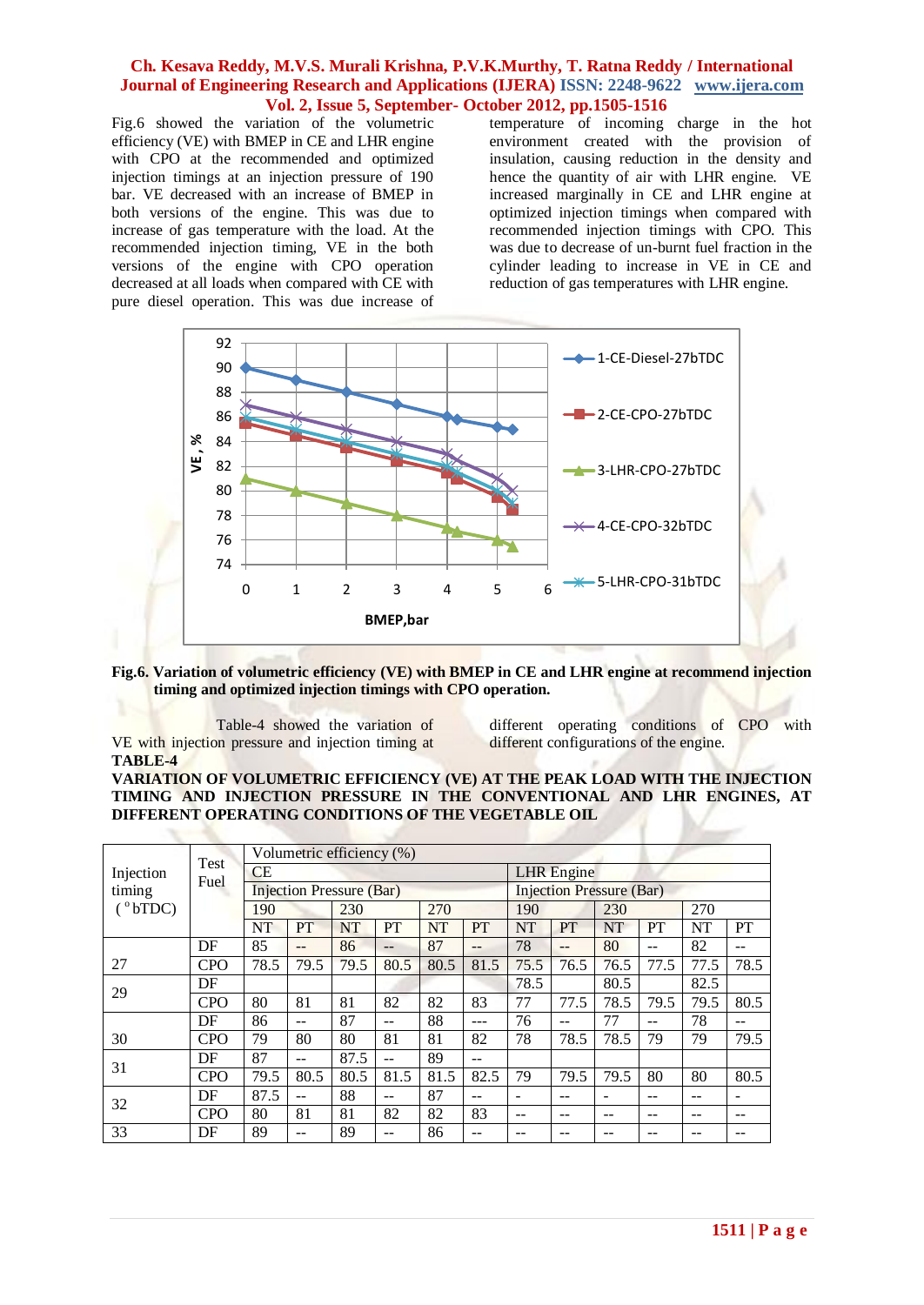Fig.6 showed the variation of the volumetric efficiency (VE) with BMEP in CE and LHR engine with CPO at the recommended and optimized injection timings at an injection pressure of 190 bar. VE decreased with an increase of BMEP in both versions of the engine. This was due to increase of gas temperature with the load. At the recommended injection timing, VE in the both versions of the engine with CPO operation decreased at all loads when compared with CE with pure diesel operation. This was due increase of temperature of incoming charge in the hot environment created with the provision of insulation, causing reduction in the density and hence the quantity of air with LHR engine. VE increased marginally in CE and LHR engine at optimized injection timings when compared with recommended injection timings with CPO. This was due to decrease of un-burnt fuel fraction in the cylinder leading to increase in VE in CE and reduction of gas temperatures with LHR engine.

**Fig.6. Variation of volumetric efficiency (VE) with BMEP in CE and LHR engine at recommend injection timing and optimized injection timings with CPO operation.**

Table-4 showed the variation of VE with injection pressure and injection timing at different operating conditions of CPO with different configurations of the engine.

**TABLE-4**

**VARIATION OF VOLUMETRIC EFFICIENCY (VE) AT THE PEAK LOAD WITH THE INJECTION TIMING AND INJECTION PRESSURE IN THE CONVENTIONAL AND LHR ENGINES, AT DIFFERENT OPERATING CONDITIONS OF THE VEGETABLE OIL**

| Injection timing (°bTDC) | Test Fuel | Volumetric efficiency (%) | | | | | | | | | | | |
|---|---|---|---|---|---|---|---|---|---|---|---|---|---|
| | | CE | | | | | | LHR Engine | | | | | |
| | | Injection Pressure (Bar) | | | | | | Injection Pressure (Bar) | | | | | |
| | | 190 | | 230 | | 270 | | 190 | | 230 | | 270 | |
| | | NT | PT | NT | PT | NT | PT | NT | PT | NT | PT | NT | PT |
| 27 | DF | 85 | -- | 86 | -- | 87 | -- | 78 | -- | 80 | -- | 82 | -- |
| | CPO | 78.5 | 79.5 | 79.5 | 80.5 | 80.5 | 81.5 | 75.5 | 76.5 | 76.5 | 77.5 | 77.5 | 78.5 |
| 29 | DF | | | | | | | 78.5 | | 80.5 | | 82.5 | |
| | CPO | 80 | 81 | 81 | 82 | 82 | 83 | 77 | 77.5 | 78.5 | 79.5 | 79.5 | 80.5 |
| 30 | DF | 86 | -- | 87 | -- | 88 | --- | 76 | -- | 77 | -- | 78 | -- |
| | CPO | 79 | 80 | 80 | 81 | 81 | 82 | 78 | 78.5 | 78.5 | 79 | 79 | 79.5 |
| 31 | DF | 87 | -- | 87.5 | -- | 89 | -- | | | | | | |
| | CPO | 79.5 | 80.5 | 80.5 | 81.5 | 81.5 | 82.5 | 79 | 79.5 | 79.5 | 80 | 80 | 80.5 |
| 32 | DF | 87.5 | -- | 88 | -- | 87 | -- | - | -- | - | -- | -- | - |
| | CPO | 80 | 81 | 81 | 82 | 82 | 83 | -- | -- | -- | -- | -- | -- |
| 33 | DF | 89 | -- | 89 | -- | 86 | -- | -- | -- | -- | -- | -- | -- |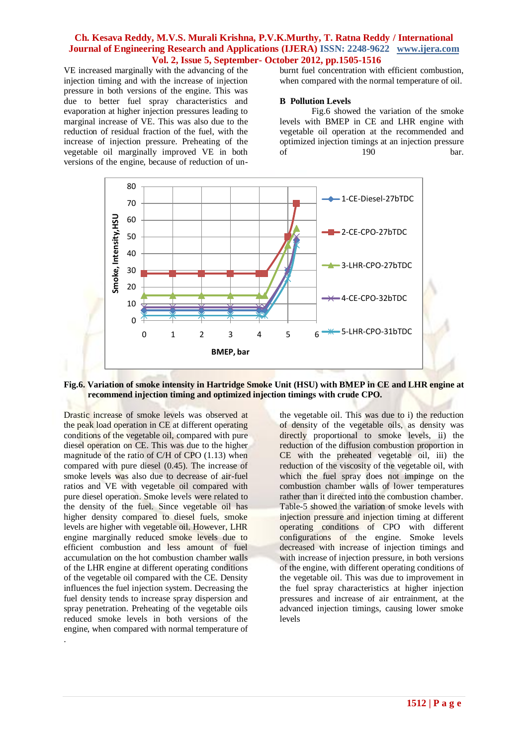VE increased marginally with the advancing of the injection timing and with the increase of injection pressure in both versions of the engine. This was due to better fuel spray characteristics and evaporation at higher injection pressures leading to marginal increase of VE. This was also due to the reduction of residual fraction of the fuel, with the increase of injection pressure. Preheating of the vegetable oil marginally improved VE in both versions of the engine, because of reduction of un-burnt fuel concentration with efficient combustion, when compared with the normal temperature of oil.

### B Pollution Levels

Fig.6 showed the variation of the smoke levels with BMEP in CE and LHR engine with vegetable oil operation at the recommended and optimized injection timings at an injection pressure of 190 bar.

**Fig.6. Variation of smoke intensity in Hartridge Smoke Unit (HSU) with BMEP in CE and LHR engine at recommend injection timing and optimized injection timings with crude CPO.**

Drastic increase of smoke levels was observed at the peak load operation in CE at different operating conditions of the vegetable oil, compared with pure diesel operation on CE. This was due to the higher magnitude of the ratio of C/H of CPO (1.13) when compared with pure diesel (0.45). The increase of smoke levels was also due to decrease of air-fuel ratios and VE with vegetable oil compared with pure diesel operation. Smoke levels were related to the density of the fuel. Since vegetable oil has higher density compared to diesel fuels, smoke levels are higher with vegetable oil. However, LHR engine marginally reduced smoke levels due to efficient combustion and less amount of fuel accumulation on the hot combustion chamber walls of the LHR engine at different operating conditions of the vegetable oil compared with the CE. Density influences the fuel injection system. Decreasing the fuel density tends to increase spray dispersion and spray penetration. Preheating of the vegetable oils reduced smoke levels in both versions of the engine, when compared with normal temperature of the vegetable oil. This was due to i) the reduction of density of the vegetable oils, as density was directly proportional to smoke levels, ii) the reduction of the diffusion combustion proportion in CE with the preheated vegetable oil, iii) the reduction of the viscosity of the vegetable oil, with which the fuel spray does not impinge on the combustion chamber walls of lower temperatures rather than it directed into the combustion chamber. Table-5 showed the variation of smoke levels with injection pressure and injection timing at different operating conditions of CPO with different configurations of the engine. Smoke levels decreased with increase of injection timings and with increase of injection pressure, in both versions of the engine, with different operating conditions of the vegetable oil. This was due to improvement in the fuel spray characteristics at higher injection pressures and increase of air entrainment, at the advanced injection timings, causing lower smoke levels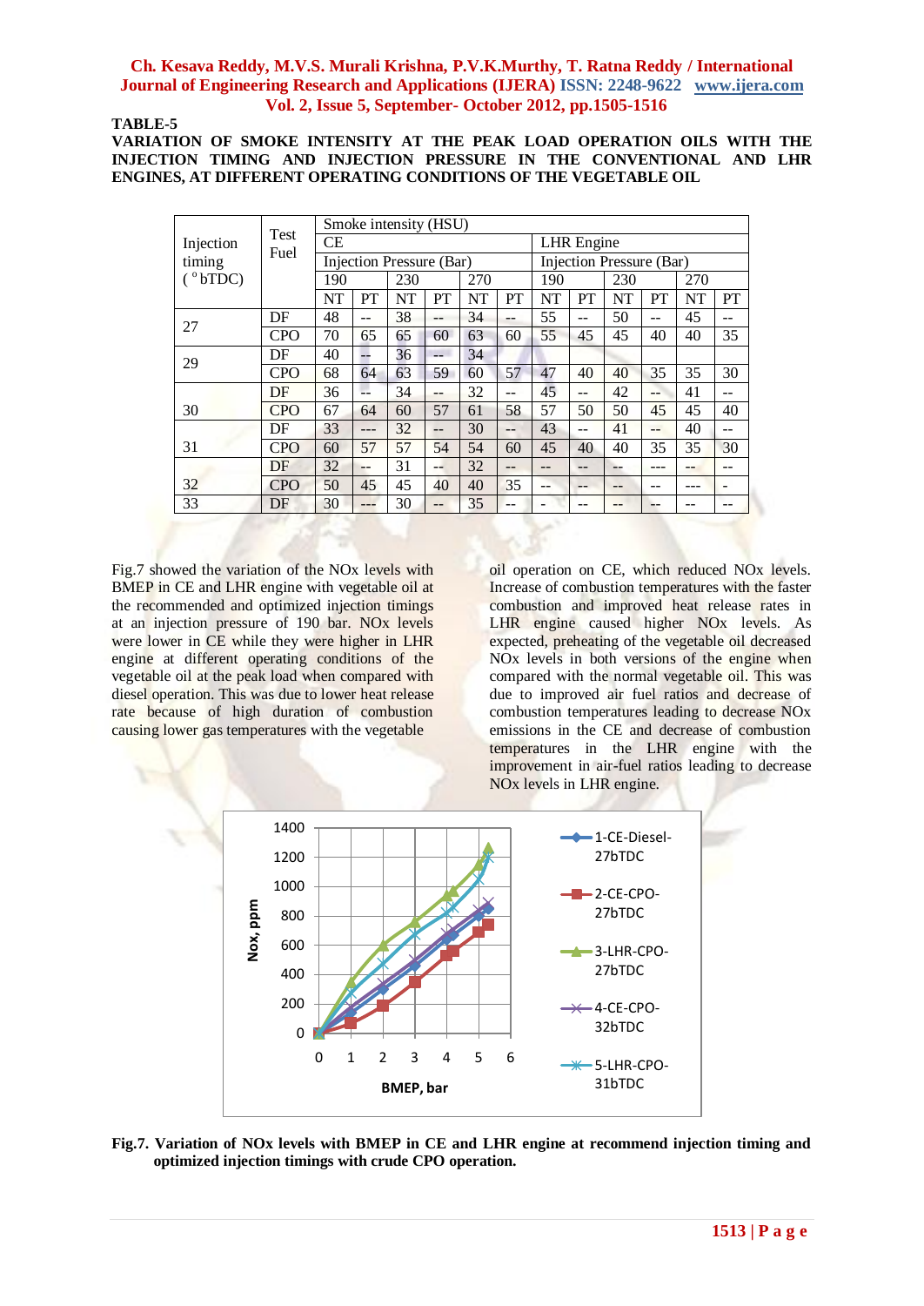**TABLE-5**

**VARIATION OF SMOKE INTENSITY AT THE PEAK LOAD OPERATION OILS WITH THE INJECTION TIMING AND INJECTION PRESSURE IN THE CONVENTIONAL AND LHR ENGINES, AT DIFFERENT OPERATING CONDITIONS OF THE VEGETABLE OIL**

| Injection timing (° bTDC) | Test Fuel | Smoke intensity (HSU) | | | | | | | | | | | |
|---|---|---|---|---|---|---|---|---|---|---|---|---|---|
| | | CE | | | | | | LHR Engine | | | | | |
| | | Injection Pressure (Bar) | | | | | | Injection Pressure (Bar) | | | | | |
| | | 190 | | 230 | | 270 | | 190 | | 230 | | 270 | |
| | | NT | PT | NT | PT | NT | PT | NT | PT | NT | PT | NT | PT |
| 27 | DF | 48 | -- | 38 | -- | 34 | -- | 55 | -- | 50 | -- | 45 | -- |
| | CPO | 70 | 65 | 65 | 60 | 63 | 60 | 55 | 45 | 45 | 40 | 40 | 35 |
| 29 | DF | 40 | -- | 36 | -- | 34 | | | | | | | |
| | CPO | 68 | 64 | 63 | 59 | 60 | 57 | 47 | 40 | 40 | 35 | 35 | 30 |
| 30 | DF | 36 | -- | 34 | -- | 32 | -- | 45 | -- | 42 | -- | 41 | -- |
| | CPO | 67 | 64 | 60 | 57 | 61 | 58 | 57 | 50 | 50 | 45 | 45 | 40 |
| 31 | DF | 33 | --- | 32 | -- | 30 | -- | 43 | -- | 41 | -- | 40 | -- |
| | CPO | 60 | 57 | 57 | 54 | 54 | 60 | 45 | 40 | 40 | 35 | 35 | 30 |
| 32 | DF | 32 | -- | 31 | -- | 32 | -- | -- | -- | -- | --- | -- | -- |
| | CPO | 50 | 45 | 45 | 40 | 40 | 35 | -- | -- | -- | -- | --- | - |
| 33 | DF | 30 | --- | 30 | -- | 35 | -- | - | -- | -- | -- | -- | -- |

Fig.7 showed the variation of the NOx levels with BMEP in CE and LHR engine with vegetable oil at the recommended and optimized injection timings at an injection pressure of 190 bar. NOx levels were lower in CE while they were higher in LHR engine at different operating conditions of the vegetable oil at the peak load when compared with diesel operation. This was due to lower heat release rate because of high duration of combustion causing lower gas temperatures with the vegetable oil operation on CE, which reduced NOx levels. Increase of combustion temperatures with the faster combustion and improved heat release rates in LHR engine caused higher NOx levels. As expected, preheating of the vegetable oil decreased NOx levels in both versions of the engine when compared with the normal vegetable oil. This was due to improved air fuel ratios and decrease of combustion temperatures leading to decrease NOx emissions in the CE and decrease of combustion temperatures in the LHR engine with the improvement in air-fuel ratios leading to decrease NOx levels in LHR engine.

**Fig.7. Variation of NOx levels with BMEP in CE and LHR engine at recommend injection timing and optimized injection timings with crude CPO operation.**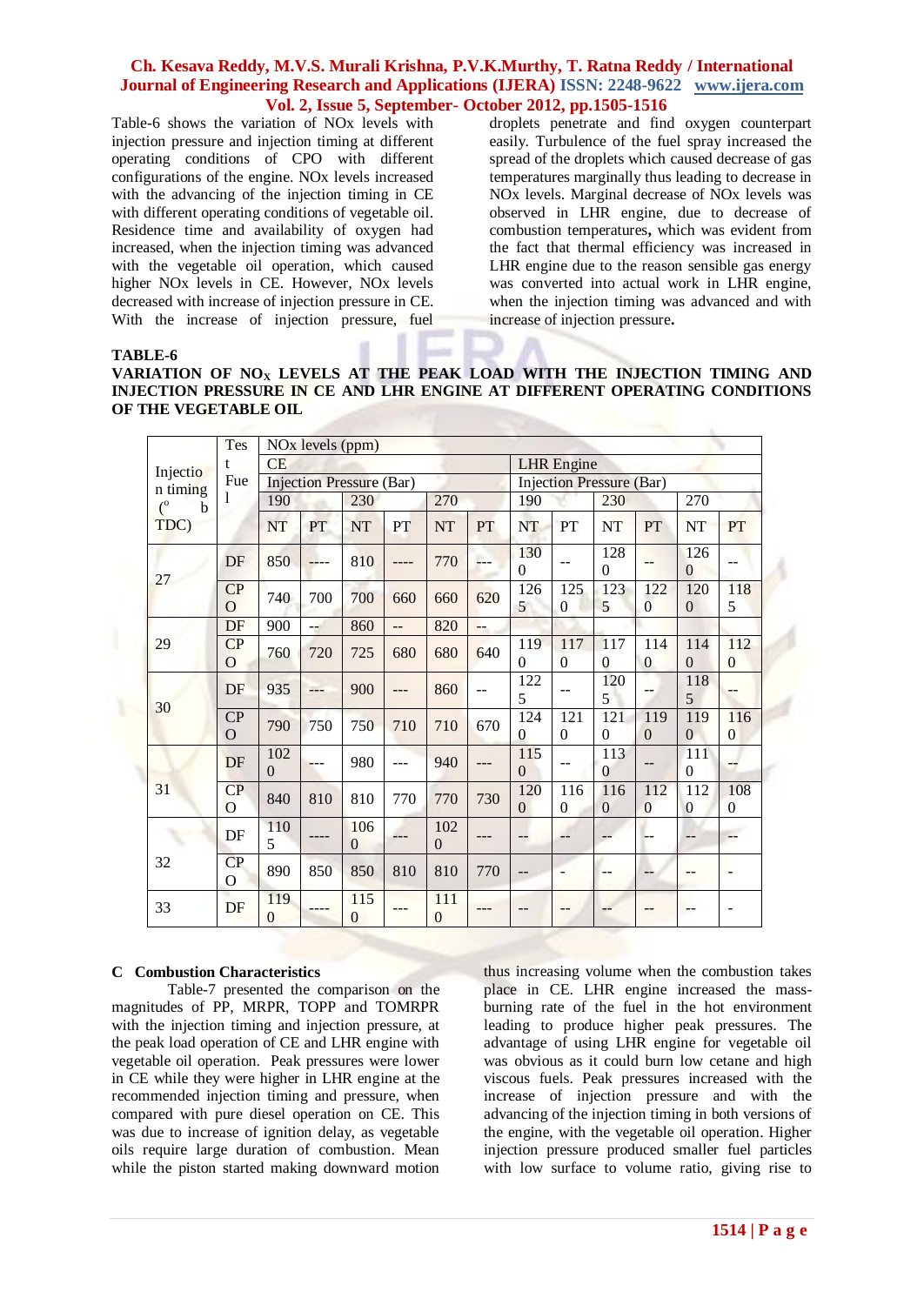Table-6 shows the variation of NOx levels with injection pressure and injection timing at different operating conditions of CPO with different configurations of the engine. NOx levels increased with the advancing of the injection timing in CE with different operating conditions of vegetable oil. Residence time and availability of oxygen had increased, when the injection timing was advanced with the vegetable oil operation, which caused higher NOx levels in CE. However, NOx levels decreased with increase of injection pressure in CE. With the increase of injection pressure, fuel droplets penetrate and find oxygen counterpart easily. Turbulence of the fuel spray increased the spread of the droplets which caused decrease of gas temperatures marginally thus leading to decrease in NOx levels. Marginal decrease of NOx levels was observed in LHR engine, due to decrease of combustion temperatures, which was evident from the fact that thermal efficiency was increased in LHR engine due to the reason sensible gas energy was converted into actual work in LHR engine, when the injection timing was advanced and with increase of injection pressure.

**TABLE-6**

**VARIATION OF $NO_X$ LEVELS AT THE PEAK LOAD WITH THE INJECTION TIMING AND INJECTION PRESSURE IN CE AND LHR ENGINE AT DIFFERENT OPERATING CONDITIONS OF THE VEGETABLE OIL**

| Injection timing (° b TDC) | Test Fuel | NOx levels (ppm) | | | | | | | | | | | |
|---|---|---|---|---|---|---|---|---|---|---|---|---|---|
| | | CE | | | | | | LHR Engine | | | | | |
| | | Injection Pressure (Bar) | | | | | | Injection Pressure (Bar) | | | | | |
| | | 190 | | 230 | | 270 | | 190 | | 230 | | 270 | |
| | | NT | PT | NT | PT | NT | PT | NT | PT | NT | PT | NT | PT |
| 27 | DF | 850 | ---- | 810 | ---- | 770 | --- | 1300 | -- | 1280 | -- | 1260 | -- |
| | CPO | 740 | 700 | 700 | 660 | 660 | 620 | 1265 | 1250 | 1235 | 1220 | 1200 | 1185 |
| 29 | DF | 900 | -- | 860 | -- | 820 | -- | | | | | | |
| | CPO | 760 | 720 | 725 | 680 | 680 | 640 | 1190 | 1170 | 1170 | 1140 | 1140 | 1120 |
| 30 | DF | 935 | --- | 900 | --- | 860 | -- | 1225 | -- | 1205 | -- | 1185 | -- |
| | CPO | 790 | 750 | 750 | 710 | 710 | 670 | 1240 | 1210 | 1210 | 1190 | 1190 | 1160 |
| 31 | DF | 1020 | --- | 980 | --- | 940 | --- | 1150 | -- | 1130 | -- | 1110 | -- |
| | CPO | 840 | 810 | 810 | 770 | 770 | 730 | 1200 | 1160 | 1160 | 1120 | 1120 | 1080 |
| 32 | DF | 1105 | ---- | 1060 | --- | 1020 | --- | -- | -- | -- | -- | -- | -- |
| | CPO | 890 | 850 | 850 | 810 | 810 | 770 | -- | - | -- | -- | -- | - |
| 33 | DF | 1190 | ---- | 1150 | --- | 1110 | --- | -- | -- | -- | -- | -- | - |

### C Combustion Characteristics

Table-7 presented the comparison on the magnitudes of PP, MRPR, TOPP and TOMRPR with the injection timing and injection pressure, at the peak load operation of CE and LHR engine with vegetable oil operation. Peak pressures were lower in CE while they were higher in LHR engine at the recommended injection timing and pressure, when compared with pure diesel operation on CE. This was due to increase of ignition delay, as vegetable oils require large duration of combustion. Mean while the piston started making downward motion thus increasing volume when the combustion takes place in CE. LHR engine increased the mass-burning rate of the fuel in the hot environment leading to produce higher peak pressures. The advantage of using LHR engine for vegetable oil was obvious as it could burn low cetane and high viscous fuels. Peak pressures increased with the increase of injection pressure and with the advancing of the injection timing in both versions of the engine, with the vegetable oil operation. Higher injection pressure produced smaller fuel particles with low surface to volume ratio, giving rise to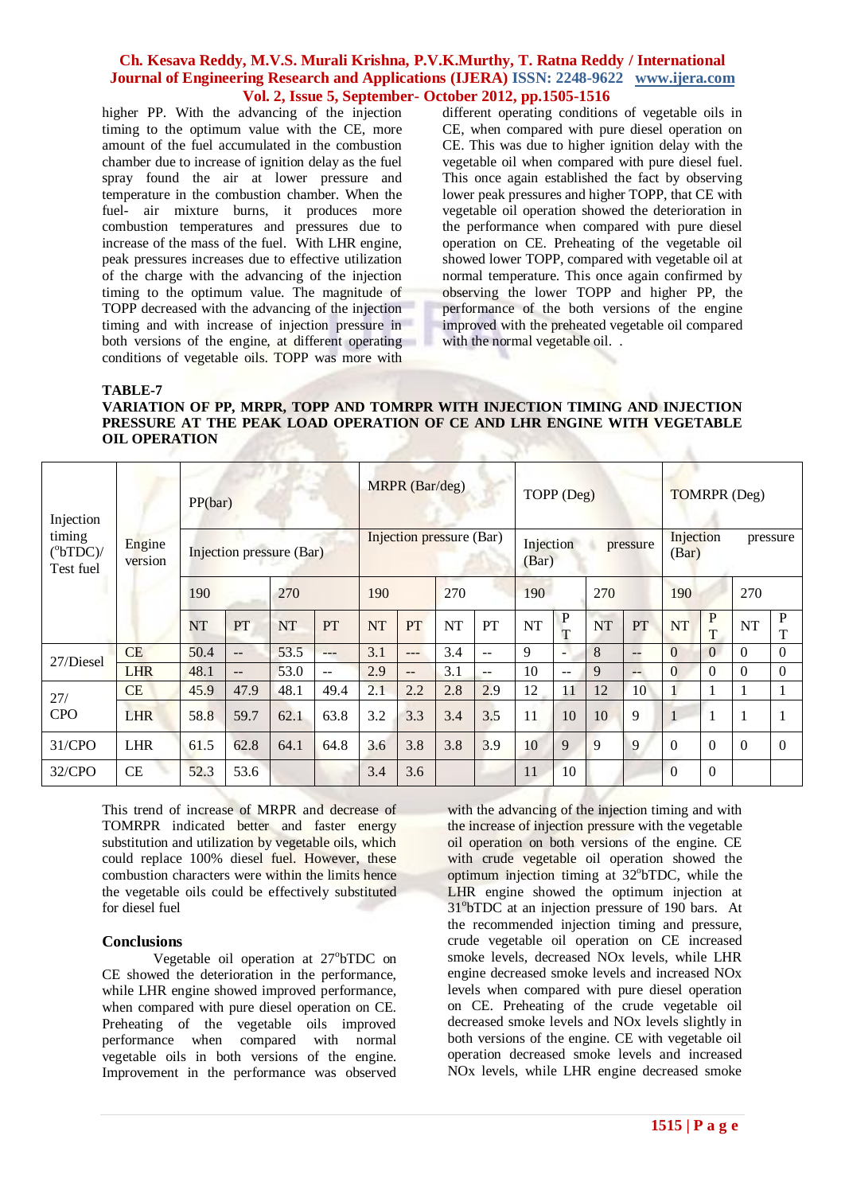higher PP. With the advancing of the injection timing to the optimum value with the CE, more amount of the fuel accumulated in the combustion chamber due to increase of ignition delay as the fuel spray found the air at lower pressure and temperature in the combustion chamber. When the fuel- air mixture burns, it produces more combustion temperatures and pressures due to increase of the mass of the fuel. With LHR engine, peak pressures increases due to effective utilization of the charge with the advancing of the injection timing to the optimum value. The magnitude of TOPP decreased with the advancing of the injection timing and with increase of injection pressure in both versions of the engine, at different operating conditions of vegetable oils. TOPP was more with different operating conditions of vegetable oils in CE, when compared with pure diesel operation on CE. This was due to higher ignition delay with the vegetable oil when compared with pure diesel fuel. This once again established the fact by observing lower peak pressures and higher TOPP, that CE with vegetable oil operation showed the deterioration in the performance when compared with pure diesel operation on CE. Preheating of the vegetable oil showed lower TOPP, compared with vegetable oil at normal temperature. This once again confirmed by observing the lower TOPP and higher PP, the performance of the both versions of the engine improved with the preheated vegetable oil compared with the normal vegetable oil. .

**TABLE-7**

**VARIATION OF PP, MRPR, TOPP AND TOMRPR WITH INJECTION TIMING AND INJECTION PRESSURE AT THE PEAK LOAD OPERATION OF CE AND LHR ENGINE WITH VEGETABLE OIL OPERATION**

| Injection timing ($^o$bTDC)/ Test fuel | Engine version | PP(bar) | | | | MRPR (Bar/deg) | | | | TOPP (Deg) | | | | TOMRPR (Deg) | | | |
|---|---|---|---|---|---|---|---|---|---|---|---|---|---|---|---|---|---|
| | | Injection pressure (Bar) | | | | Injection pressure (Bar) | | | | Injection pressure (Bar) | | | | Injection pressure (Bar) | | | |
| | | 190 | | 270 | | 190 | | 270 | | 190 | | 270 | | 190 | | 270 | |
| | | NT | PT | NT | PT | NT | PT | NT | PT | NT | PT | NT | PT | NT | PT | NT | PT |
| 27/Diesel | CE | 50.4 | -- | 53.5 | --- | 3.1 | --- | 3.4 | -- | 9 | - | 8 | -- | 0 | 0 | 0 | 0 |
| | LHR | 48.1 | -- | 53.0 | -- | 2.9 | -- | 3.1 | -- | 10 | -- | 9 | -- | 0 | 0 | 0 | 0 |
| 27/ CPO | CE | 45.9 | 47.9 | 48.1 | 49.4 | 2.1 | 2.2 | 2.8 | 2.9 | 12 | 11 | 12 | 10 | 1 | 1 | 1 | 1 |
| | LHR | 58.8 | 59.7 | 62.1 | 63.8 | 3.2 | 3.3 | 3.4 | 3.5 | 11 | 10 | 10 | 9 | 1 | 1 | 1 | 1 |
| 31/CPO | LHR | 61.5 | 62.8 | 64.1 | 64.8 | 3.6 | 3.8 | 3.8 | 3.9 | 10 | 9 | 9 | 9 | 0 | 0 | 0 | 0 |
| 32/CPO | CE | 52.3 | 53.6 | | | 3.4 | 3.6 | | | 11 | 10 | | | 0 | 0 | | |

This trend of increase of MRPR and decrease of TOMRPR indicated better and faster energy substitution and utilization by vegetable oils, which could replace 100% diesel fuel. However, these combustion characters were within the limits hence the vegetable oils could be effectively substituted for diesel fuel

## Conclusions

Vegetable oil operation at 27$^o$bTDC on CE showed the deterioration in the performance, while LHR engine showed improved performance, when compared with pure diesel operation on CE. Preheating of the vegetable oils improved performance when compared with normal vegetable oils in both versions of the engine. Improvement in the performance was observed with the advancing of the injection timing and with the increase of injection pressure with the vegetable oil operation on both versions of the engine. CE with crude vegetable oil operation showed the optimum injection timing at 32$^o$bTDC, while the LHR engine showed the optimum injection at 31$^o$bTDC at an injection pressure of 190 bars. At the recommended injection timing and pressure, crude vegetable oil operation on CE increased smoke, decreased NOx levels, while LHR engine decreased smoke levels and increased NOx levels when compared with pure diesel operation on CE. Preheating of the crude vegetable oil decreased smoke levels and NOx levels slightly in both versions of the engine. CE with vegetable oil operation decreased smoke levels and increased NOx levels, while LHR engine decreased smoke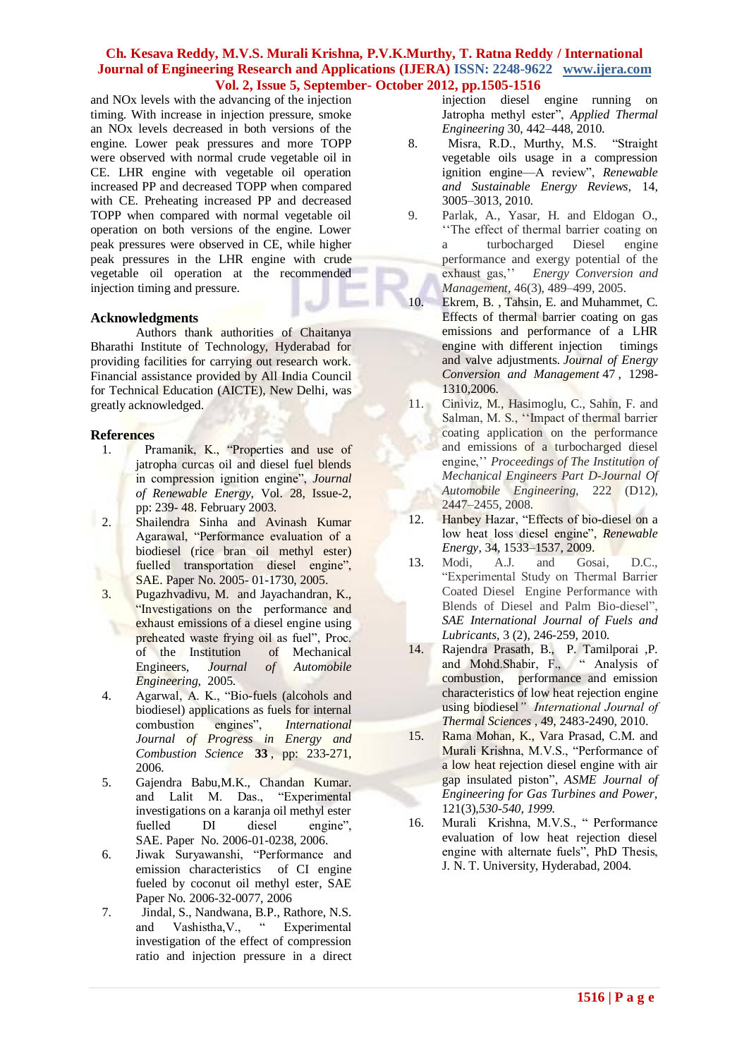and NOx levels with the advancing of the injection timing. With increase in injection pressure, smoke an NOx levels decreased in both versions of the engine. Lower peak pressures and more TOPP were observed with normal crude vegetable oil in CE. LHR engine with vegetable oil operation increased PP and decreased TOPP when compared with CE. Preheating increased PP and decreased TOPP when compared with normal vegetable oil operation on both versions of the engine. Lower peak pressures were observed in CE, while higher peak pressures in the LHR engine with crude vegetable oil operation at the recommended injection timing and pressure.

## Acknowledgments

Authors thank authorities of Chaitanya Bharathi Institute of Technology, Hyderabad for providing facilities for carrying out research work. Financial assistance provided by All India Council for Technical Education (AICTE), New Delhi, was greatly acknowledged.

## References

1. Pramanik, K., "Properties and use of jatropha curcas oil and diesel fuel blends in compression ignition engine", *Journal of Renewable Energy*, Vol. 28, Issue-2, pp: 239- 48. February 2003.
2. Shailendra Sinha and Avinash Kumar Agarawal, "Performance evaluation of a biodiesel (rice bran oil methyl ester) fuelled transportation diesel engine", SAE. Paper No. 2005- 01-1730, 2005.
3. Pugazhvadivu, M. and Jayachandran, K., "Investigations on the performance and exhaust emissions of a diesel engine using preheated waste frying oil as fuel", Proc. of the Institution of Mechanical Engineers, *Journal of Automobile Engineering*, 2005.
4. Agarwal, A. K., "Bio-fuels (alcohols and biodiesel) applications as fuels for internal combustion engines", *International Journal of Progress in Energy and Combustion Science* **33** , pp: 233-271, 2006.
5. Gajendra Babu,M.K., Chandan Kumar. and Lalit M. Das., "Experimental investigations on a karanja oil methyl ester fuelled DI diesel engine", SAE. Paper No. 2006-01-0238, 2006.
6. Jiwak Suryawanshi, "Performance and emission characteristics of CI engine fueled by coconut oil methyl ester, SAE Paper No. 2006-32-0077, 2006
7. Jindal, S., Nandwana, B.P., Rathore, N.S. and Vashistha,V., " Experimental investigation of the effect of compression ratio and injection pressure in a direct injection diesel engine running on Jatropha methyl ester", *Applied Thermal Engineering* 30, 442–448, 2010.
8. Misra, R.D., Murthy, M.S. "Straight vegetable oils usage in a compression ignition engine—A review", *Renewable and Sustainable Energy Reviews,* 14, 3005–3013, 2010.
9. Parlak, A., Yasar, H. and Eldogan O., ''The effect of thermal barrier coating on a turbocharged Diesel engine performance and exergy potential of the exhaust gas,'' *Energy Conversion and Management*, 46(3), 489–499, 2005.
10. Ekrem, B. , Tahsin, E. and Muhammet, C. Effects of thermal barrier coating on gas emissions and performance of a LHR engine with different injection timings and valve adjustments. *Journal of Energy Conversion and Management* 47 , 1298-1310,2006.
11. Ciniviz, M., Hasimoglu, C., Sahin, F. and Salman, M. S., ''Impact of thermal barrier coating application on the performance and emissions of a turbocharged diesel engine,'' *Proceedings of The Institution of Mechanical Engineers Part D-Journal Of Automobile Engineering,* 222 (D12), 2447–2455, 2008.
12. Hanbey Hazar, "Effects of bio-diesel on a low heat loss diesel engine", *Renewable Energy,* 34, 1533–1537, 2009.
13. Modi, A.J. and Gosai, D.C., "Experimental Study on Thermal Barrier Coated Diesel Engine Performance with Blends of Diesel and Palm Bio-diesel", *SAE International Journal of Fuels and Lubricants,* 3 (2), 246-259, 2010.
14. Rajendra Prasath, B., P. Tamilporai ,P. and Mohd.Shabir, F., " Analysis of combustion, performance and emission characteristics of low heat rejection engine using biodiesel*" International Journal of Thermal Sciences* , 49, 2483-2490, 2010.
15. Rama Mohan, K., Vara Prasad, C.M. and Murali Krishna, M.V.S., "Performance of a low heat rejection diesel engine with air gap insulated piston", *ASME Journal of Engineering for Gas Turbines and Power,* 121(3),*530-540, 1999.*
16. Murali Krishna, M.V.S., " Performance evaluation of low heat rejection diesel engine with alternate fuels", PhD Thesis, J. N. T. University, Hyderabad, 2004.